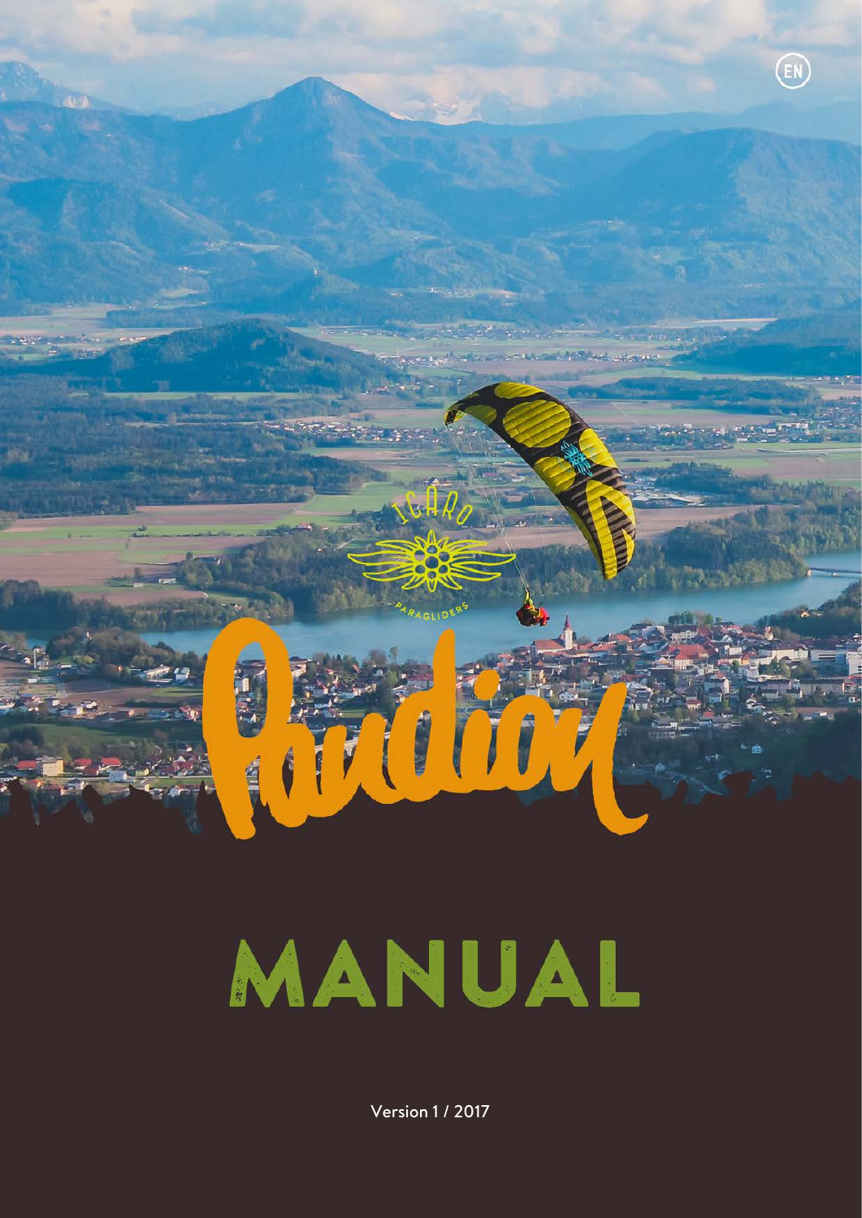EN

ICARO PARAGLIDERS

# Pandion

# MANUAL

Version 1 / 2017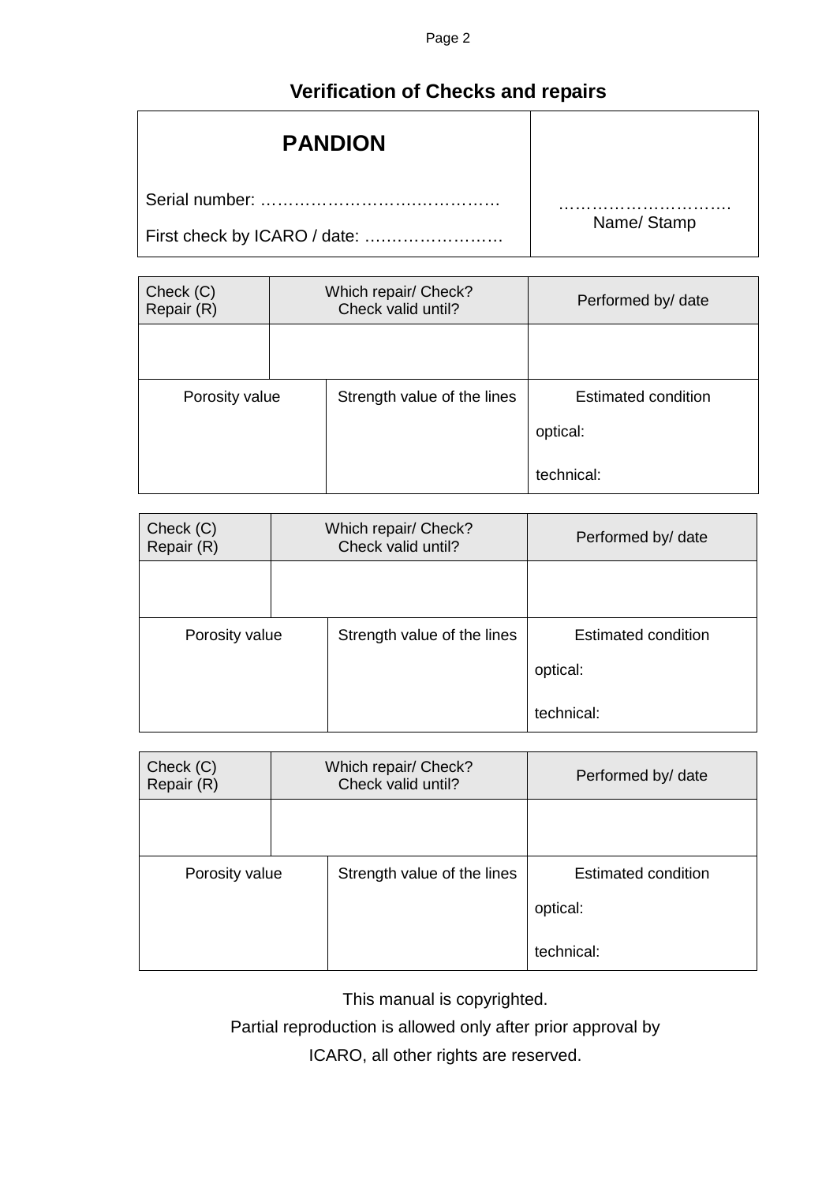# Verification of Checks and repairs

| **PANDION**<br><br>Serial number: ……………………….……………<br><br>First check by ICARO / date: …………………… | ………………………….<br>Name/ Stamp |
|---|---|

| Check (C)<br>Repair (R) | Which repair/ Check?<br>Check valid until? | | Performed by/ date |
|---|---|---|---|
| | | | |
| Porosity value | | Strength value of the lines | Estimated condition<br>optical:<br>technical: |

| Check (C)<br>Repair (R) | Which repair/ Check?<br>Check valid until? | | Performed by/ date |
|---|---|---|---|
| | | | |
| Porosity value | | Strength value of the lines | Estimated condition<br>optical:<br>technical: |

| Check (C)<br>Repair (R) | Which repair/ Check?<br>Check valid until? | | Performed by/ date |
|---|---|---|---|
| | | | |
| Porosity value | | Strength value of the lines | Estimated condition<br>optical:<br>technical: |

This manual is copyrighted.

Partial reproduction is allowed only after prior approval by

ICARO, all other rights are reserved.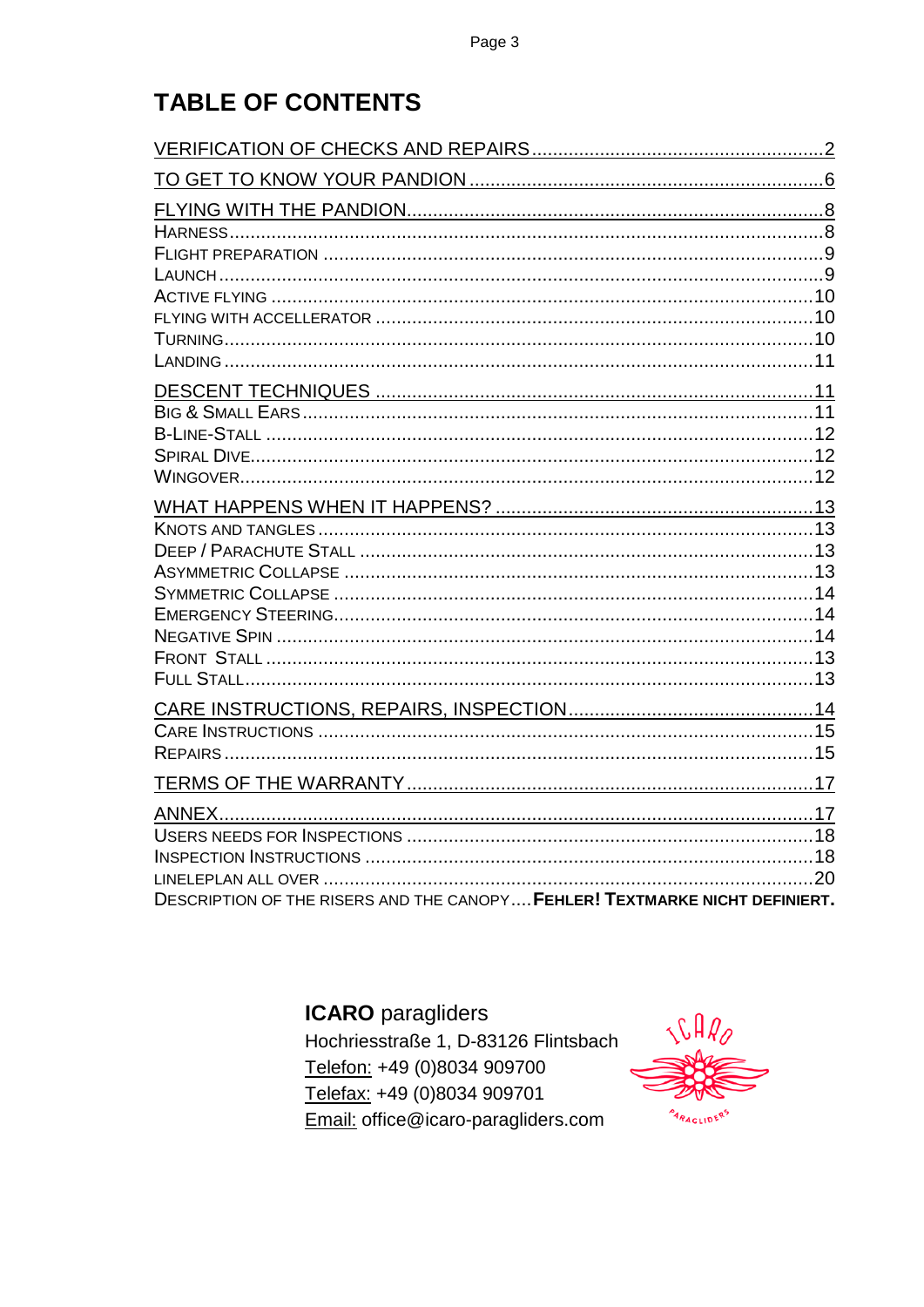# TABLE OF CONTENTS

VERIFICATION OF CHECKS AND REPAIRS ........................................................ 2

TO GET TO KNOW YOUR PANDION ........................................................ 6

FLYING WITH THE PANDION ........................................................ 8

- HARNESS ........................................................ 8
- FLIGHT PREPARATION ........................................................ 9
- LAUNCH ........................................................ 9
- ACTIVE FLYING ........................................................ 10
- FLYING WITH ACCELLERATOR ........................................................ 10
- TURNING ........................................................ 10
- LANDING ........................................................ 11

DESCENT TECHNIQUES ........................................................ 11

- BIG & SMALL EARS ........................................................ 11
- B-LINE-STALL ........................................................ 12
- SPIRAL DIVE ........................................................ 12
- WINGOVER ........................................................ 12

WHAT HAPPENS WHEN IT HAPPENS? ........................................................ 13

- KNOTS AND TANGLES ........................................................ 13
- DEEP / PARACHUTE STALL ........................................................ 13
- ASYMMETRIC COLLAPSE ........................................................ 13
- SYMMETRIC COLLAPSE ........................................................ 14
- EMERGENCY STEERING ........................................................ 14
- NEGATIVE SPIN ........................................................ 14
- FRONT STALL ........................................................ 13
- FULL STALL ........................................................ 13

CARE INSTRUCTIONS, REPAIRS, INSPECTION ........................................................ 14

- CARE INSTRUCTIONS ........................................................ 15
- REPAIRS ........................................................ 15

TERMS OF THE WARRANTY ........................................................ 17

ANNEX ........................................................ 17

- USERS NEEDS FOR INSPECTIONS ........................................................ 18
- INSPECTION INSTRUCTIONS ........................................................ 18
- LINELEPLAN ALL OVER ........................................................ 20
- DESCRIPTION OF THE RISERS AND THE CANOPY .... **FEHLER! TEXTMARKE NICHT DEFINIERT.**

**ICARO** paragliders
Hochriesstraße 1, D-83126 Flintsbach
Telefon: +49 (0)8034 909700
Telefax: +49 (0)8034 909701
Email: office@icaro-paragliders.com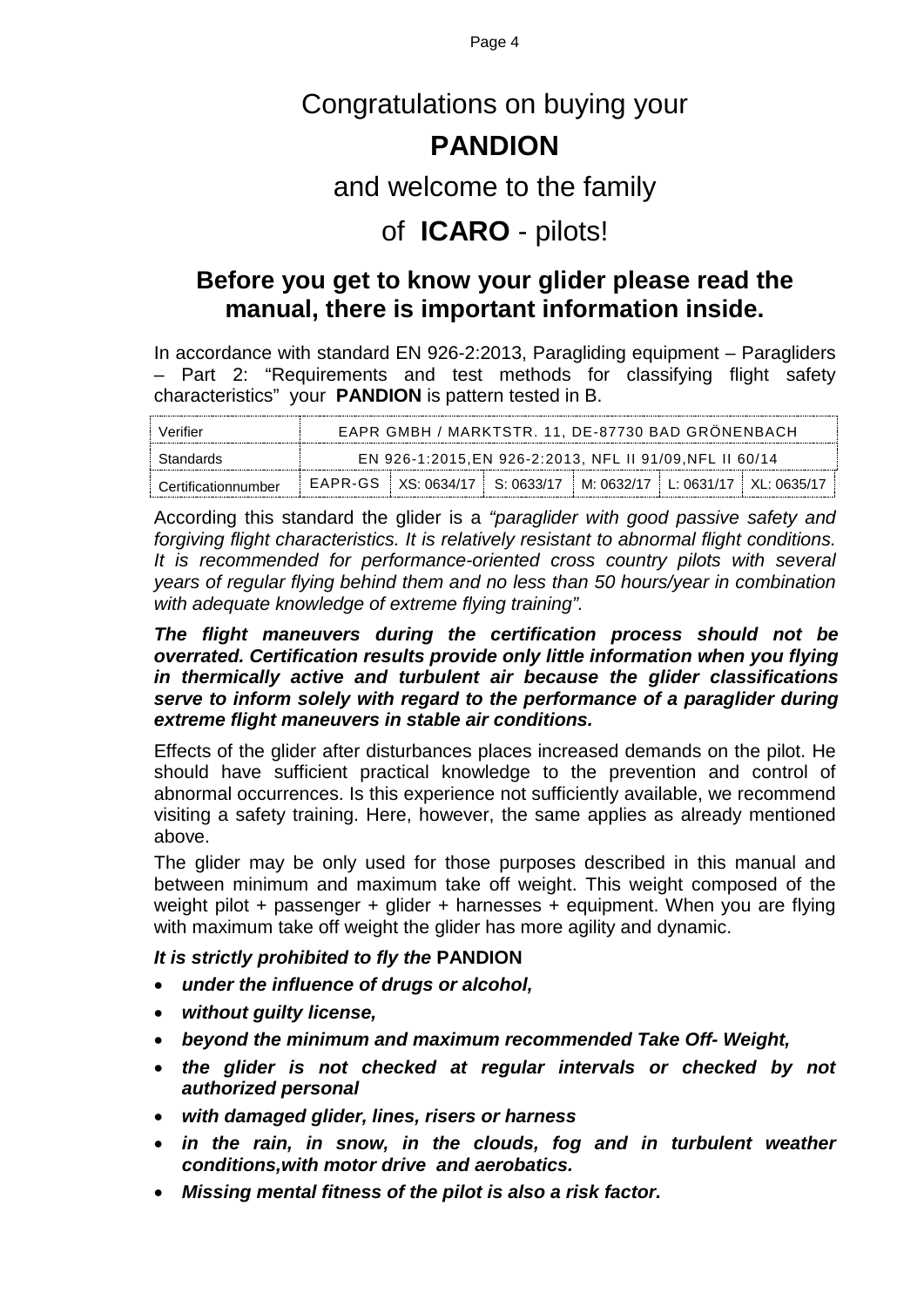# Congratulations on buying your

# **PANDION**

# and welcome to the family

# of **ICARO** - pilots!

## Before you get to know your glider please read the manual, there is important information inside.

In accordance with standard EN 926-2:2013, Paragliding equipment – Paragliders – Part 2: "Requirements and test methods for classifying flight safety characteristics" your **PANDION** is pattern tested in B.

| Verifier | EAPR GMBH / MARKTSTR. 11, DE-87730 BAD GRÖNENBACH | | | | | |
|---|---|---|---|---|---|---|
| Standards | EN 926-1:2015,EN 926-2:2013, NFL II 91/09,NFL II 60/14 | | | | | |
| Certificationnumber | EAPR-GS | XS: 0634/17 | S: 0633/17 | M: 0632/17 | L: 0631/17 | XL: 0635/17 |

According this standard the glider is a *"paraglider with good passive safety and forgiving flight characteristics. It is relatively resistant to abnormal flight conditions. It is recommended for performance-oriented cross country pilots with several years of regular flying behind them and no less than 50 hours/year in combination with adequate knowledge of extreme flying training".*

***The flight maneuvers during the certification process should not be overrated. Certification results provide only little information when you flying in thermically active and turbulent air because the glider classifications serve to inform solely with regard to the performance of a paraglider during extreme flight maneuvers in stable air conditions.***

Effects of the glider after disturbances places increased demands on the pilot. He should have sufficient practical knowledge to the prevention and control of abnormal occurrences. Is this experience not sufficiently available, we recommend visiting a safety training. Here, however, the same applies as already mentioned above.

The glider may be only used for those purposes described in this manual and between minimum and maximum take off weight. This weight composed of the weight pilot + passenger + glider + harnesses + equipment. When you are flying with maximum take off weight the glider has more agility and dynamic.

***It is strictly prohibited to fly the* PANDION**

- ***under the influence of drugs or alcohol,***
- ***without guilty license,***
- ***beyond the minimum and maximum recommended Take Off- Weight,***
- ***the glider is not checked at regular intervals or checked by not authorized personal***
- ***with damaged glider, lines, risers or harness***
- ***in the rain, in snow, in the clouds, fog and in turbulent weather conditions,with motor drive and aerobatics.***
- ***Missing mental fitness of the pilot is also a risk factor.***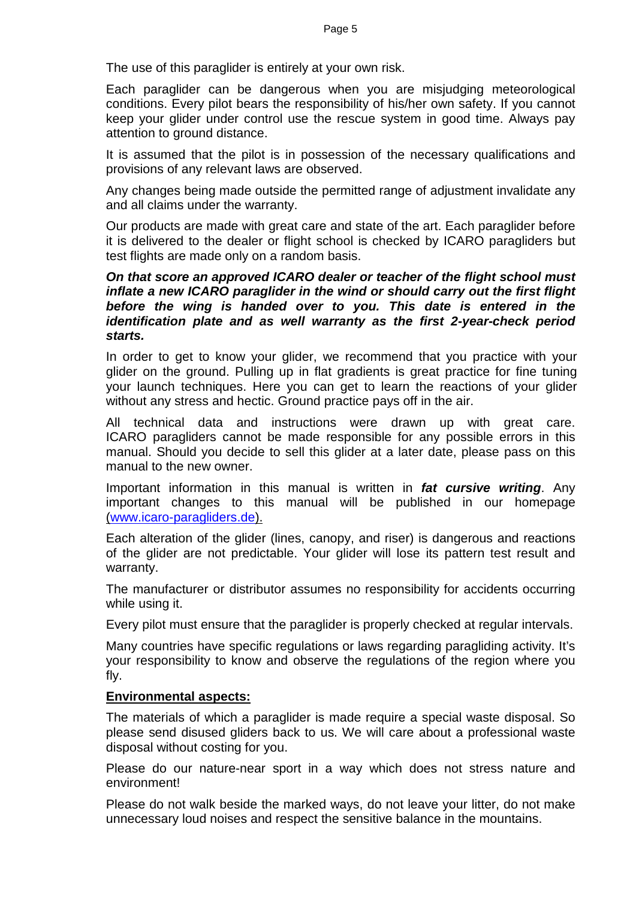The use of this paraglider is entirely at your own risk.

Each paraglider can be dangerous when you are misjudging meteorological conditions. Every pilot bears the responsibility of his/her own safety. If you cannot keep your glider under control use the rescue system in good time. Always pay attention to ground distance.

It is assumed that the pilot is in possession of the necessary qualifications and provisions of any relevant laws are observed.

Any changes being made outside the permitted range of adjustment invalidate any and all claims under the warranty.

Our products are made with great care and state of the art. Each paraglider before it is delivered to the dealer or flight school is checked by ICARO paragliders but test flights are made only on a random basis.

***On that score an approved ICARO dealer or teacher of the flight school must inflate a new ICARO paraglider in the wind or should carry out the first flight before the wing is handed over to you. This date is entered in the identification plate and as well warranty as the first 2-year-check period starts.***

In order to get to know your glider, we recommend that you practice with your glider on the ground. Pulling up in flat gradients is great practice for fine tuning your launch techniques. Here you can get to learn the reactions of your glider without any stress and hectic. Ground practice pays off in the air.

All technical data and instructions were drawn up with great care. ICARO paragliders cannot be made responsible for any possible errors in this manual. Should you decide to sell this glider at a later date, please pass on this manual to the new owner.

Important information in this manual is written in ***fat cursive writing***. Any important changes to this manual will be published in our homepage (www.icaro-paragliders.de).

Each alteration of the glider (lines, canopy, and riser) is dangerous and reactions of the glider are not predictable. Your glider will lose its pattern test result and warranty.

The manufacturer or distributor assumes no responsibility for accidents occurring while using it.

Every pilot must ensure that the paraglider is properly checked at regular intervals.

Many countries have specific regulations or laws regarding paragliding activity. It's your responsibility to know and observe the regulations of the region where you fly.

**Environmental aspects:**

The materials of which a paraglider is made require a special waste disposal. So please send disused gliders back to us. We will care about a professional waste disposal without costing for you.

Please do our nature-near sport in a way which does not stress nature and environment!

Please do not walk beside the marked ways, do not leave your litter, do not make unnecessary loud noises and respect the sensitive balance in the mountains.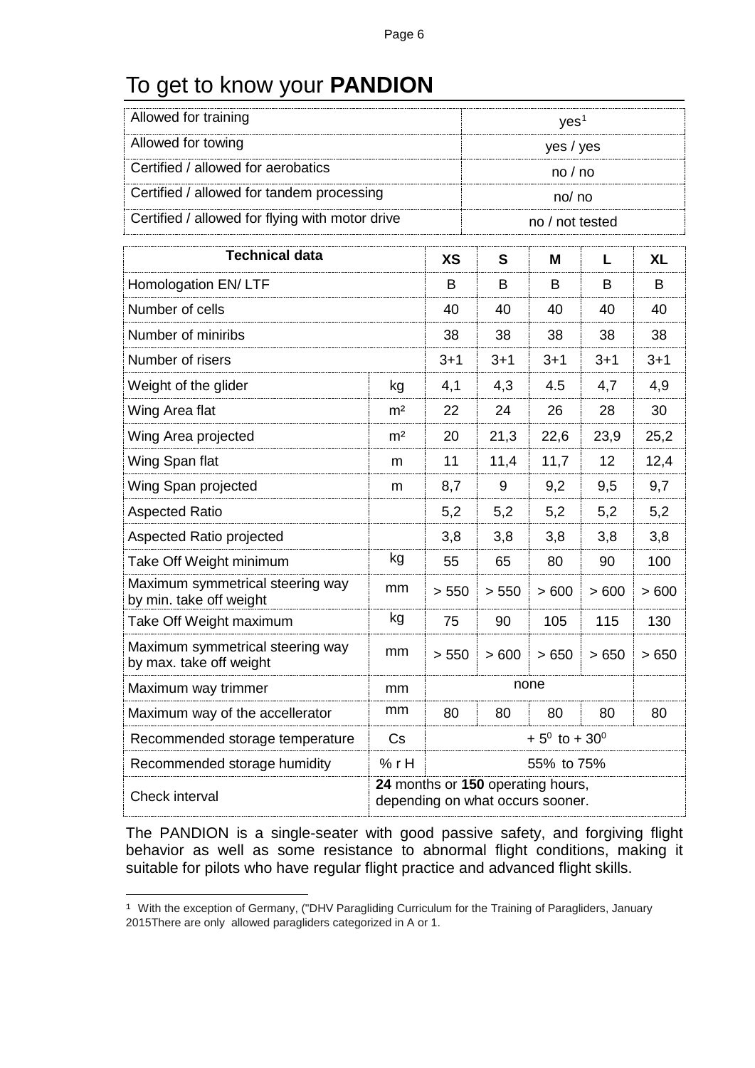# To get to know your **PANDION**

| Allowed for training | yes[1] |
|---|---|
| Allowed for towing | yes / yes |
| Certified / allowed for aerobatics | no / no |
| Certified / allowed for tandem processing | no/ no |
| Certified / allowed for flying with motor drive | no / not tested |

| **Technical data** | | **XS** | **S** | **M** | **L** | **XL** |
|---|---|---|---|---|---|---|
| Homologation EN/ LTF | | B | B | B | B | B |
| Number of cells | | 40 | 40 | 40 | 40 | 40 |
| Number of miniribs | | 38 | 38 | 38 | 38 | 38 |
| Number of risers | | 3+1 | 3+1 | 3+1 | 3+1 | 3+1 |
| Weight of the glider | kg | 4,1 | 4,3 | 4.5 | 4,7 | 4,9 |
| Wing Area flat | m² | 22 | 24 | 26 | 28 | 30 |
| Wing Area projected | m² | 20 | 21,3 | 22,6 | 23,9 | 25,2 |
| Wing Span flat | m | 11 | 11,4 | 11,7 | 12 | 12,4 |
| Wing Span projected | m | 8,7 | 9 | 9,2 | 9,5 | 9,7 |
| Aspected Ratio | | 5,2 | 5,2 | 5,2 | 5,2 | 5,2 |
| Aspected Ratio projected | | 3,8 | 3,8 | 3,8 | 3,8 | 3,8 |
| Take Off Weight minimum | kg | 55 | 65 | 80 | 90 | 100 |
| Maximum symmetrical steering way by min. take off weight | mm | > 550 | > 550 | > 600 | > 600 | > 600 |
| Take Off Weight maximum | kg | 75 | 90 | 105 | 115 | 130 |
| Maximum symmetrical steering way by max. take off weight | mm | > 550 | > 600 | > 650 | > 650 | > 650 |
| Maximum way trimmer | mm | none | | | | |
| Maximum way of the accellerator | mm | 80 | 80 | 80 | 80 | 80 |
| Recommended storage temperature | Cs | + 5⁰ to + 30⁰ | | | | |
| Recommended storage humidity | % r H | 55% to 75% | | | | |
| Check interval | **24** months or **150** operating hours, depending on what occurs sooner. | | | | | |

The PANDION is a single-seater with good passive safety, and forgiving flight behavior as well as some resistance to abnormal flight conditions, making it suitable for pilots who have regular flight practice and advanced flight skills.

---

[1] With the exception of Germany, ("DHV Paragliding Curriculum for the Training of Paragliders, January 2015There are only allowed paragliders categorized in A or 1.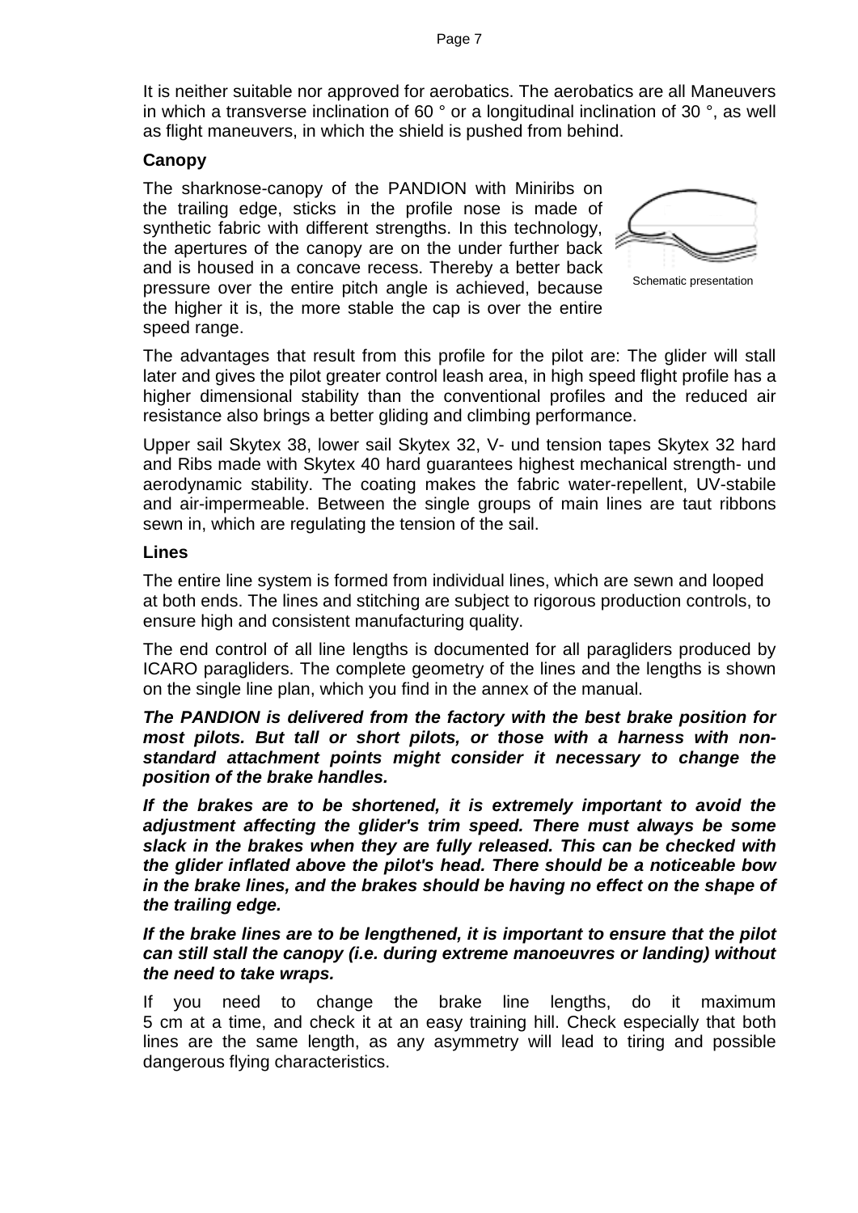It is neither suitable nor approved for aerobatics. The aerobatics are all Maneuvers in which a transverse inclination of 60 ° or a longitudinal inclination of 30 °, as well as flight maneuvers, in which the shield is pushed from behind.

### Canopy

The sharknose-canopy of the PANDION with Miniribs on the trailing edge, sticks in the profile nose is made of synthetic fabric with different strengths. In this technology, the apertures of the canopy are on the under further back and is housed in a concave recess. Thereby a better back pressure over the entire pitch angle is achieved, because the higher it is, the more stable the cap is over the entire speed range.

Schematic presentation

The advantages that result from this profile for the pilot are: The glider will stall later and gives the pilot greater control leash area, in high speed flight profile has a higher dimensional stability than the conventional profiles and the reduced air resistance also brings a better gliding and climbing performance.

Upper sail Skytex 38, lower sail Skytex 32, V- und tension tapes Skytex 32 hard and Ribs made with Skytex 40 hard guarantees highest mechanical strength- und aerodynamic stability. The coating makes the fabric water-repellent, UV-stabile and air-impermeable. Between the single groups of main lines are taut ribbons sewn in, which are regulating the tension of the sail.

### Lines

The entire line system is formed from individual lines, which are sewn and looped at both ends. The lines and stitching are subject to rigorous production controls, to ensure high and consistent manufacturing quality.

The end control of all line lengths is documented for all paragliders produced by ICARO paragliders. The complete geometry of the lines and the lengths is shown on the single line plan, which you find in the annex of the manual.

***The PANDION is delivered from the factory with the best brake position for most pilots. But tall or short pilots, or those with a harness with non-standard attachment points might consider it necessary to change the position of the brake handles.***

***If the brakes are to be shortened, it is extremely important to avoid the adjustment affecting the glider's trim speed. There must always be some slack in the brakes when they are fully released. This can be checked with the glider inflated above the pilot's head. There should be a noticeable bow in the brake lines, and the brakes should be having no effect on the shape of the trailing edge.***

***If the brake lines are to be lengthened, it is important to ensure that the pilot can still stall the canopy (i.e. during extreme manoeuvres or landing) without the need to take wraps.***

If you need to change the brake line lengths, do it maximum 5 cm at a time, and check it at an easy training hill. Check especially that both lines are the same length, as any asymmetry will lead to tiring and possible dangerous flying characteristics.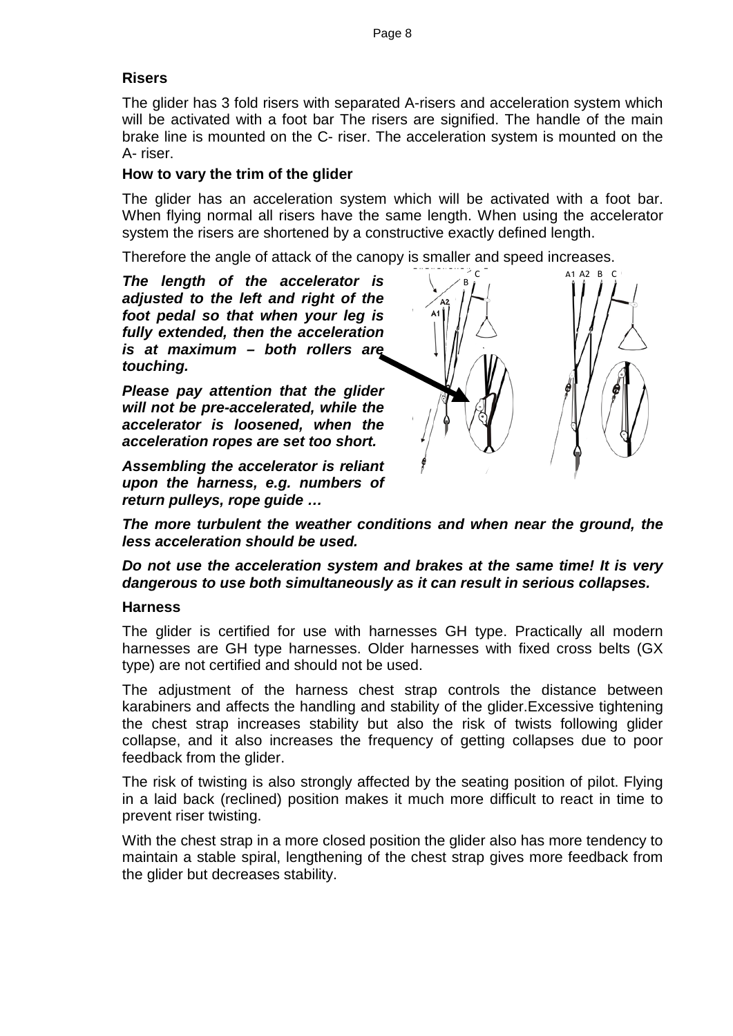### Risers

The glider has 3 fold risers with separated A-risers and acceleration system which will be activated with a foot bar The risers are signified. The handle of the main brake line is mounted on the C- riser. The acceleration system is mounted on the A- riser.

### How to vary the trim of the glider

The glider has an acceleration system which will be activated with a foot bar. When flying normal all risers have the same length. When using the accelerator system the risers are shortened by a constructive exactly defined length.

Therefore the angle of attack of the canopy is smaller and speed increases.

***The length of the accelerator is adjusted to the left and right of the foot pedal so that when your leg is fully extended, then the acceleration is at maximum – both rollers are touching.***

***Please pay attention that the glider will not be pre-accelerated, while the accelerator is loosened, when the acceleration ropes are set too short.***

***Assembling the accelerator is reliant upon the harness, e.g. numbers of return pulleys, rope guide …***

***The more turbulent the weather conditions and when near the ground, the less acceleration should be used.***

***Do not use the acceleration system and brakes at the same time! It is very dangerous to use both simultaneously as it can result in serious collapses.***

### Harness

The glider is certified for use with harnesses GH type. Practically all modern harnesses are GH type harnesses. Older harnesses with fixed cross belts (GX type) are not certified and should not be used.

The adjustment of the harness chest strap controls the distance between karabiners and affects the handling and stability of the glider.Excessive tightening the chest strap increases stability but also the risk of twists following glider collapse, and it also increases the frequency of getting collapses due to poor feedback from the glider.

The risk of twisting is also strongly affected by the seating position of pilot. Flying in a laid back (reclined) position makes it much more difficult to react in time to prevent riser twisting.

With the chest strap in a more closed position the glider also has more tendency to maintain a stable spiral, lengthening of the chest strap gives more feedback from the glider but decreases stability.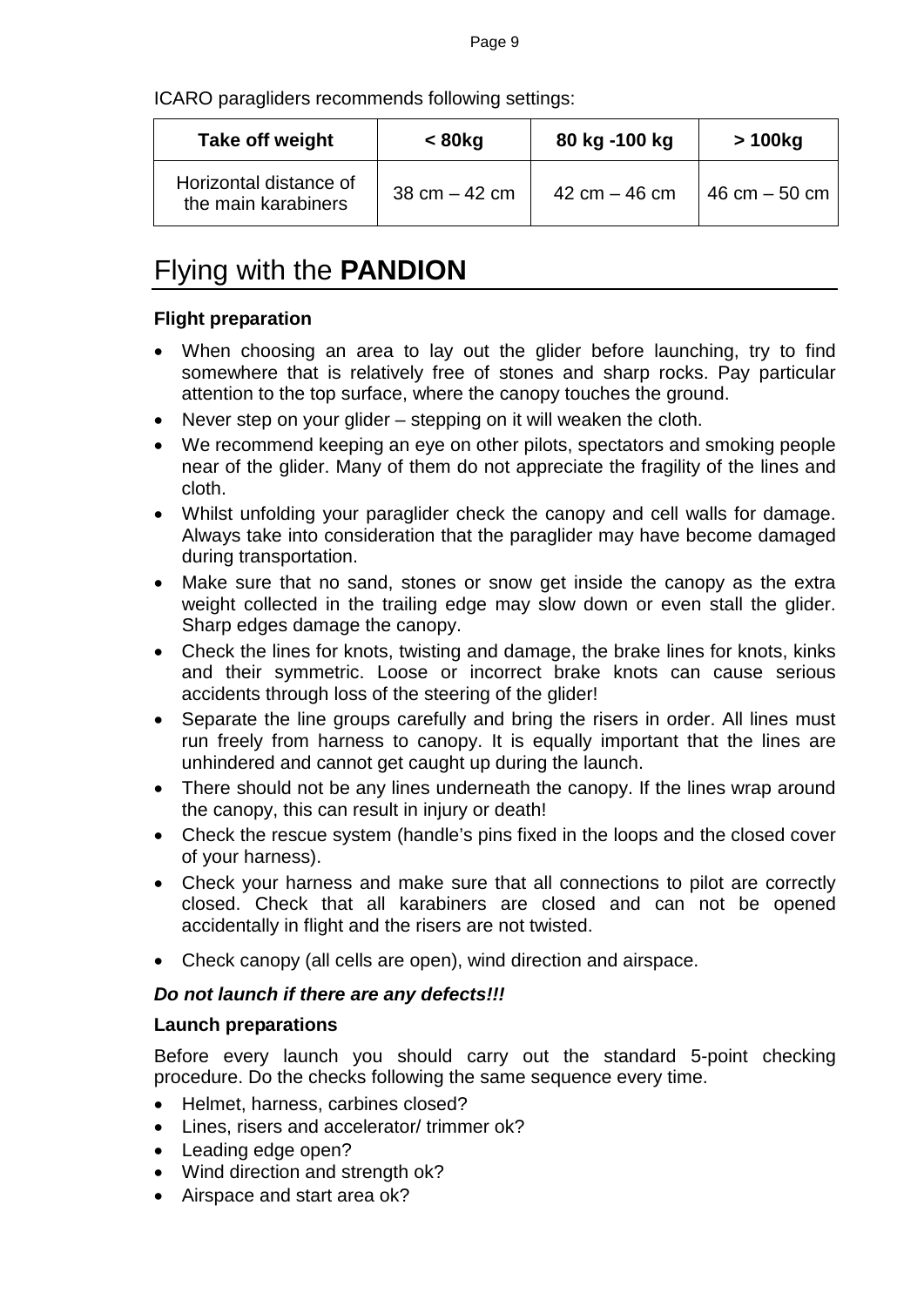ICARO paragliders recommends following settings:

| Take off weight | < 80kg | 80 kg -100 kg | > 100kg |
|---|---|---|---|
| Horizontal distance of the main karabiners | 38 cm – 42 cm | 42 cm – 46 cm | 46 cm – 50 cm |

# Flying with the **PANDION**

**Flight preparation**

- When choosing an area to lay out the glider before launching, try to find somewhere that is relatively free of stones and sharp rocks. Pay particular attention to the top surface, where the canopy touches the ground.
- Never step on your glider – stepping on it will weaken the cloth.
- We recommend keeping an eye on other pilots, spectators and smoking people near of the glider. Many of them do not appreciate the fragility of the lines and cloth.
- Whilst unfolding your paraglider check the canopy and cell walls for damage. Always take into consideration that the paraglider may have become damaged during transportation.
- Make sure that no sand, stones or snow get inside the canopy as the extra weight collected in the trailing edge may slow down or even stall the glider. Sharp edges damage the canopy.
- Check the lines for knots, twisting and damage, the brake lines for knots, kinks and their symmetric. Loose or incorrect brake knots can cause serious accidents through loss of the steering of the glider!
- Separate the line groups carefully and bring the risers in order. All lines must run freely from harness to canopy. It is equally important that the lines are unhindered and cannot get caught up during the launch.
- There should not be any lines underneath the canopy. If the lines wrap around the canopy, this can result in injury or death!
- Check the rescue system (handle's pins fixed in the loops and the closed cover of your harness).
- Check your harness and make sure that all connections to pilot are correctly closed. Check that all karabiners are closed and can not be opened accidentally in flight and the risers are not twisted.
- Check canopy (all cells are open), wind direction and airspace.

***Do not launch if there are any defects!!!***

**Launch preparations**

Before every launch you should carry out the standard 5-point checking procedure. Do the checks following the same sequence every time.

- Helmet, harness, carbines closed?
- Lines, risers and accelerator/ trimmer ok?
- Leading edge open?
- Wind direction and strength ok?
- Airspace and start area ok?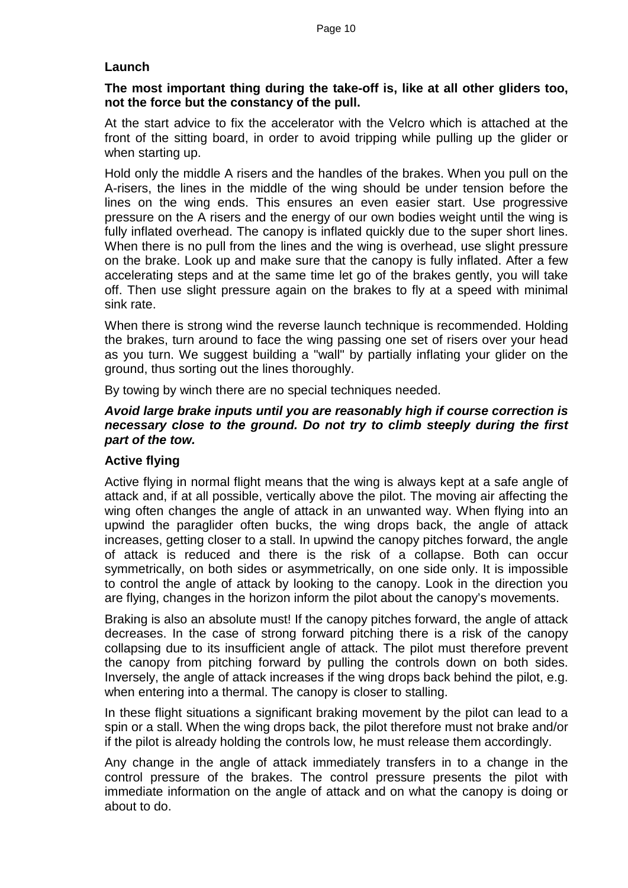## Launch

**The most important thing during the take-off is, like at all other gliders too, not the force but the constancy of the pull.**

At the start advice to fix the accelerator with the Velcro which is attached at the front of the sitting board, in order to avoid tripping while pulling up the glider or when starting up.

Hold only the middle A risers and the handles of the brakes. When you pull on the A-risers, the lines in the middle of the wing should be under tension before the lines on the wing ends. This ensures an even easier start. Use progressive pressure on the A risers and the energy of our own bodies weight until the wing is fully inflated overhead. The canopy is inflated quickly due to the super short lines. When there is no pull from the lines and the wing is overhead, use slight pressure on the brake. Look up and make sure that the canopy is fully inflated. After a few accelerating steps and at the same time let go of the brakes gently, you will take off. Then use slight pressure again on the brakes to fly at a speed with minimal sink rate.

When there is strong wind the reverse launch technique is recommended. Holding the brakes, turn around to face the wing passing one set of risers over your head as you turn. We suggest building a "wall" by partially inflating your glider on the ground, thus sorting out the lines thoroughly.

By towing by winch there are no special techniques needed.

***Avoid large brake inputs until you are reasonably high if course correction is necessary close to the ground. Do not try to climb steeply during the first part of the tow.***

## Active flying

Active flying in normal flight means that the wing is always kept at a safe angle of attack and, if at all possible, vertically above the pilot. The moving air affecting the wing often changes the angle of attack in an unwanted way. When flying into an upwind the paraglider often bucks, the wing drops back, the angle of attack increases, getting closer to a stall. In upwind the canopy pitches forward, the angle of attack is reduced and there is the risk of a collapse. Both can occur symmetrically, on both sides or asymmetrically, on one side only. It is impossible to control the angle of attack by looking to the canopy. Look in the direction you are flying, changes in the horizon inform the pilot about the canopy's movements.

Braking is also an absolute must! If the canopy pitches forward, the angle of attack decreases. In the case of strong forward pitching there is a risk of the canopy collapsing due to its insufficient angle of attack. The pilot must therefore prevent the canopy from pitching forward by pulling the controls down on both sides. Inversely, the angle of attack increases if the wing drops back behind the pilot, e.g. when entering into a thermal. The canopy is closer to stalling.

In these flight situations a significant braking movement by the pilot can lead to a spin or a stall. When the wing drops back, the pilot therefore must not brake and/or if the pilot is already holding the controls low, he must release them accordingly.

Any change in the angle of attack immediately transfers in to a change in the control pressure of the brakes. The control pressure presents the pilot with immediate information on the angle of attack and on what the canopy is doing or about to do.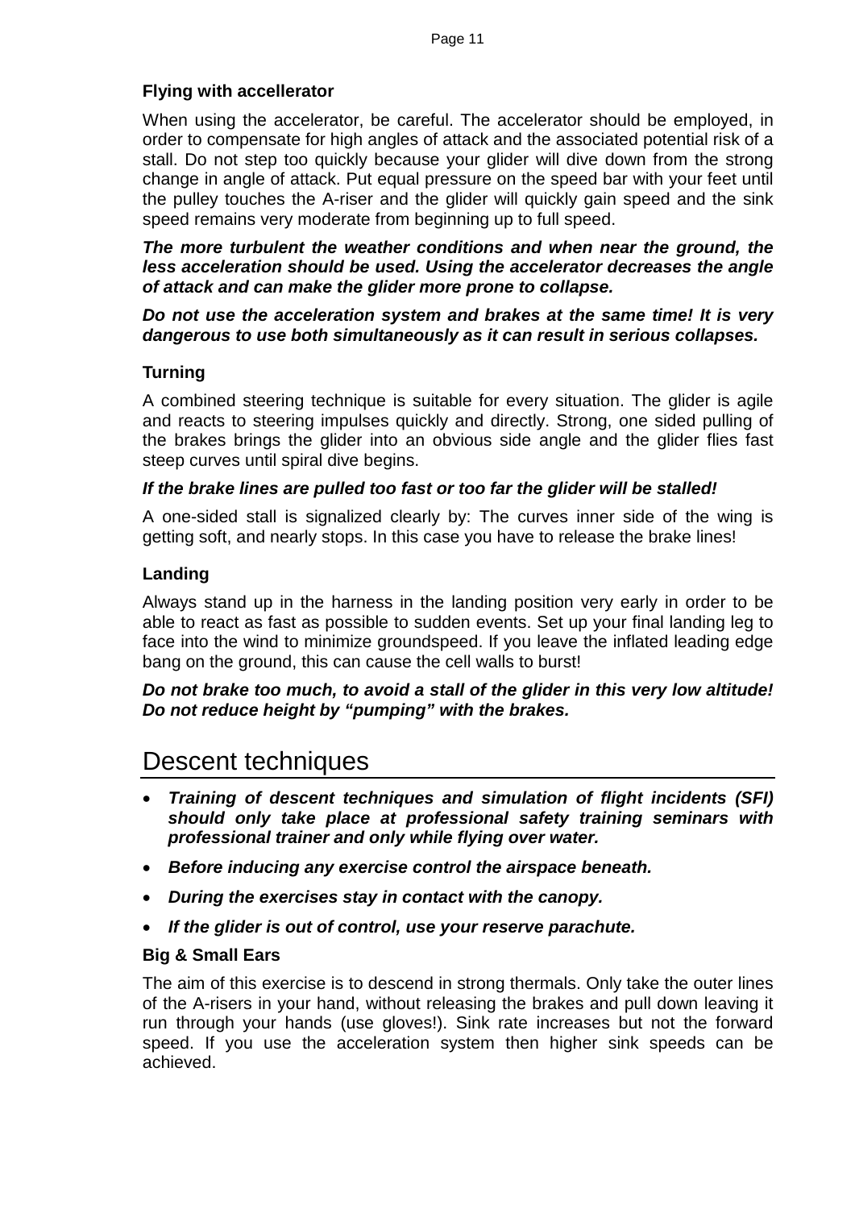### Flying with accellerator

When using the accelerator, be careful. The accelerator should be employed, in order to compensate for high angles of attack and the associated potential risk of a stall. Do not step too quickly because your glider will dive down from the strong change in angle of attack. Put equal pressure on the speed bar with your feet until the pulley touches the A-riser and the glider will quickly gain speed and the sink speed remains very moderate from beginning up to full speed.

***The more turbulent the weather conditions and when near the ground, the less acceleration should be used. Using the accelerator decreases the angle of attack and can make the glider more prone to collapse.***

***Do not use the acceleration system and brakes at the same time! It is very dangerous to use both simultaneously as it can result in serious collapses.***

### Turning

A combined steering technique is suitable for every situation. The glider is agile and reacts to steering impulses quickly and directly. Strong, one sided pulling of the brakes brings the glider into an obvious side angle and the glider flies fast steep curves until spiral dive begins.

***If the brake lines are pulled too fast or too far the glider will be stalled!***

A one-sided stall is signalized clearly by: The curves inner side of the wing is getting soft, and nearly stops. In this case you have to release the brake lines!

### Landing

Always stand up in the harness in the landing position very early in order to be able to react as fast as possible to sudden events. Set up your final landing leg to face into the wind to minimize groundspeed. If you leave the inflated leading edge bang on the ground, this can cause the cell walls to burst!

***Do not brake too much, to avoid a stall of the glider in this very low altitude! Do not reduce height by "pumping" with the brakes.***

## Descent techniques

- ***Training of descent techniques and simulation of flight incidents (SFI) should only take place at professional safety training seminars with professional trainer and only while flying over water.***
- ***Before inducing any exercise control the airspace beneath.***
- ***During the exercises stay in contact with the canopy.***
- ***If the glider is out of control, use your reserve parachute.***

### Big & Small Ears

The aim of this exercise is to descend in strong thermals. Only take the outer lines of the A-risers in your hand, without releasing the brakes and pull down leaving it run through your hands (use gloves!). Sink rate increases but not the forward speed. If you use the acceleration system then higher sink speeds can be achieved.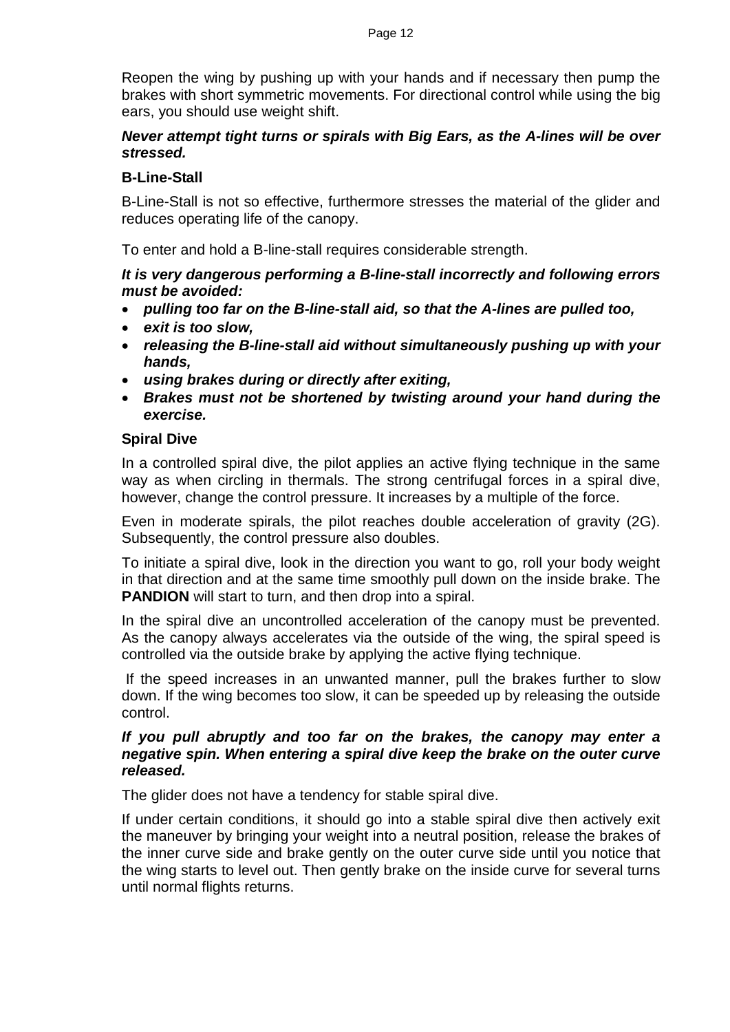Reopen the wing by pushing up with your hands and if necessary then pump the brakes with short symmetric movements. For directional control while using the big ears, you should use weight shift.

***Never attempt tight turns or spirals with Big Ears, as the A-lines will be over stressed.***

### B-Line-Stall

B-Line-Stall is not so effective, furthermore stresses the material of the glider and reduces operating life of the canopy.

To enter and hold a B-line-stall requires considerable strength.

***It is very dangerous performing a B-line-stall incorrectly and following errors must be avoided:***

- ***pulling too far on the B-line-stall aid, so that the A-lines are pulled too,***
- ***exit is too slow,***
- ***releasing the B-line-stall aid without simultaneously pushing up with your hands,***
- ***using brakes during or directly after exiting,***
- ***Brakes must not be shortened by twisting around your hand during the exercise.***

### Spiral Dive

In a controlled spiral dive, the pilot applies an active flying technique in the same way as when circling in thermals. The strong centrifugal forces in a spiral dive, however, change the control pressure. It increases by a multiple of the force.

Even in moderate spirals, the pilot reaches double acceleration of gravity (2G). Subsequently, the control pressure also doubles.

To initiate a spiral dive, look in the direction you want to go, roll your body weight in that direction and at the same time smoothly pull down on the inside brake. The **PANDION** will start to turn, and then drop into a spiral.

In the spiral dive an uncontrolled acceleration of the canopy must be prevented. As the canopy always accelerates via the outside of the wing, the spiral speed is controlled via the outside brake by applying the active flying technique.

If the speed increases in an unwanted manner, pull the brakes further to slow down. If the wing becomes too slow, it can be speeded up by releasing the outside control.

***If you pull abruptly and too far on the brakes, the canopy may enter a negative spin. When entering a spiral dive keep the brake on the outer curve released.***

The glider does not have a tendency for stable spiral dive.

If under certain conditions, it should go into a stable spiral dive then actively exit the maneuver by bringing your weight into a neutral position, release the brakes of the inner curve side and brake gently on the outer curve side until you notice that the wing starts to level out. Then gently brake on the inside curve for several turns until normal flights returns.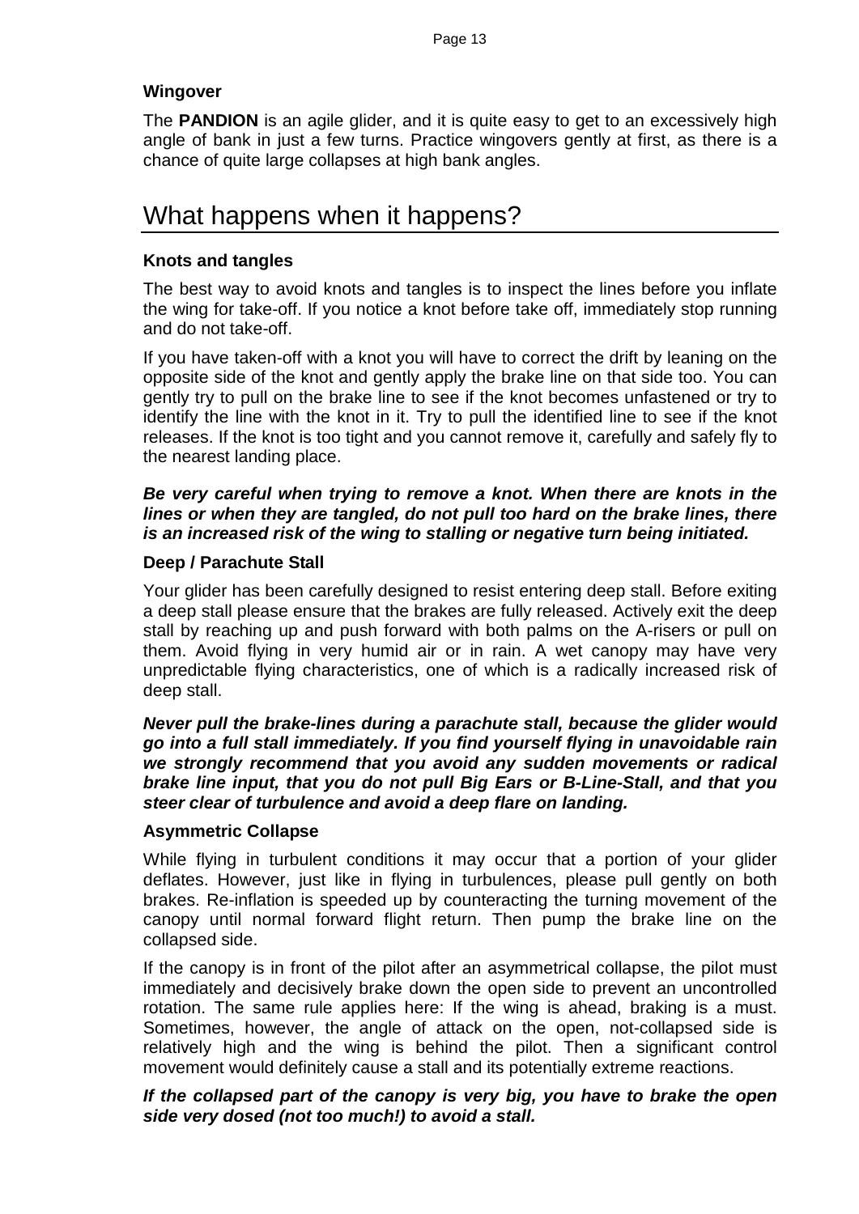### Wingover

The **PANDION** is an agile glider, and it is quite easy to get to an excessively high angle of bank in just a few turns. Practice wingovers gently at first, as there is a chance of quite large collapses at high bank angles.

## What happens when it happens?

### Knots and tangles

The best way to avoid knots and tangles is to inspect the lines before you inflate the wing for take-off. If you notice a knot before take off, immediately stop running and do not take-off.

If you have taken-off with a knot you will have to correct the drift by leaning on the opposite side of the knot and gently apply the brake line on that side too. You can gently try to pull on the brake line to see if the knot becomes unfastened or try to identify the line with the knot in it. Try to pull the identified line to see if the knot releases. If the knot is too tight and you cannot remove it, carefully and safely fly to the nearest landing place.

***Be very careful when trying to remove a knot. When there are knots in the lines or when they are tangled, do not pull too hard on the brake lines, there is an increased risk of the wing to stalling or negative turn being initiated.***

### Deep / Parachute Stall

Your glider has been carefully designed to resist entering deep stall. Before exiting a deep stall please ensure that the brakes are fully released. Actively exit the deep stall by reaching up and push forward with both palms on the A-risers or pull on them. Avoid flying in very humid air or in rain. A wet canopy may have very unpredictable flying characteristics, one of which is a radically increased risk of deep stall.

***Never pull the brake-lines during a parachute stall, because the glider would go into a full stall immediately. If you find yourself flying in unavoidable rain we strongly recommend that you avoid any sudden movements or radical brake line input, that you do not pull Big Ears or B-Line-Stall, and that you steer clear of turbulence and avoid a deep flare on landing.***

### Asymmetric Collapse

While flying in turbulent conditions it may occur that a portion of your glider deflates. However, just like in flying in turbulences, please pull gently on both brakes. Re-inflation is speeded up by counteracting the turning movement of the canopy until normal forward flight return. Then pump the brake line on the collapsed side.

If the canopy is in front of the pilot after an asymmetrical collapse, the pilot must immediately and decisively brake down the open side to prevent an uncontrolled rotation. The same rule applies here: If the wing is ahead, braking is a must. Sometimes, however, the angle of attack on the open, not-collapsed side is relatively high and the wing is behind the pilot. Then a significant control movement would definitely cause a stall and its potentially extreme reactions.

***If the collapsed part of the canopy is very big, you have to brake the open side very dosed (not too much!) to avoid a stall.***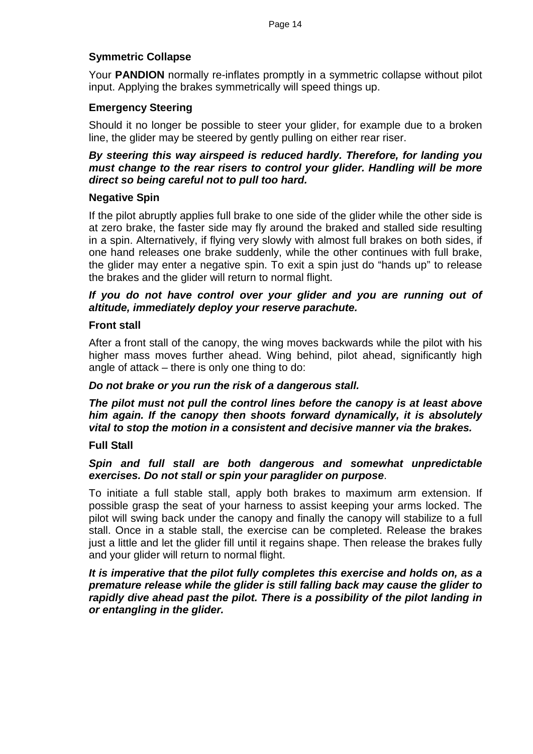### Symmetric Collapse

Your **PANDION** normally re-inflates promptly in a symmetric collapse without pilot input. Applying the brakes symmetrically will speed things up.

### Emergency Steering

Should it no longer be possible to steer your glider, for example due to a broken line, the glider may be steered by gently pulling on either rear riser.

***By steering this way airspeed is reduced hardly. Therefore, for landing you must change to the rear risers to control your glider. Handling will be more direct so being careful not to pull too hard.***

### Negative Spin

If the pilot abruptly applies full brake to one side of the glider while the other side is at zero brake, the faster side may fly around the braked and stalled side resulting in a spin. Alternatively, if flying very slowly with almost full brakes on both sides, if one hand releases one brake suddenly, while the other continues with full brake, the glider may enter a negative spin. To exit a spin just do “hands up” to release the brakes and the glider will return to normal flight.

***If you do not have control over your glider and you are running out of altitude, immediately deploy your reserve parachute.***

### Front stall

After a front stall of the canopy, the wing moves backwards while the pilot with his higher mass moves further ahead. Wing behind, pilot ahead, significantly high angle of attack – there is only one thing to do:

***Do not brake or you run the risk of a dangerous stall.***

***The pilot must not pull the control lines before the canopy is at least above him again. If the canopy then shoots forward dynamically, it is absolutely vital to stop the motion in a consistent and decisive manner via the brakes.***

### Full Stall

***Spin and full stall are both dangerous and somewhat unpredictable exercises. Do not stall or spin your paraglider on purpose***.

To initiate a full stable stall, apply both brakes to maximum arm extension. If possible grasp the seat of your harness to assist keeping your arms locked. The pilot will swing back under the canopy and finally the canopy will stabilize to a full stall. Once in a stable stall, the exercise can be completed. Release the brakes just a little and let the glider fill until it regains shape. Then release the brakes fully and your glider will return to normal flight.

***It is imperative that the pilot fully completes this exercise and holds on, as a premature release while the glider is still falling back may cause the glider to rapidly dive ahead past the pilot. There is a possibility of the pilot landing in or entangling in the glider.***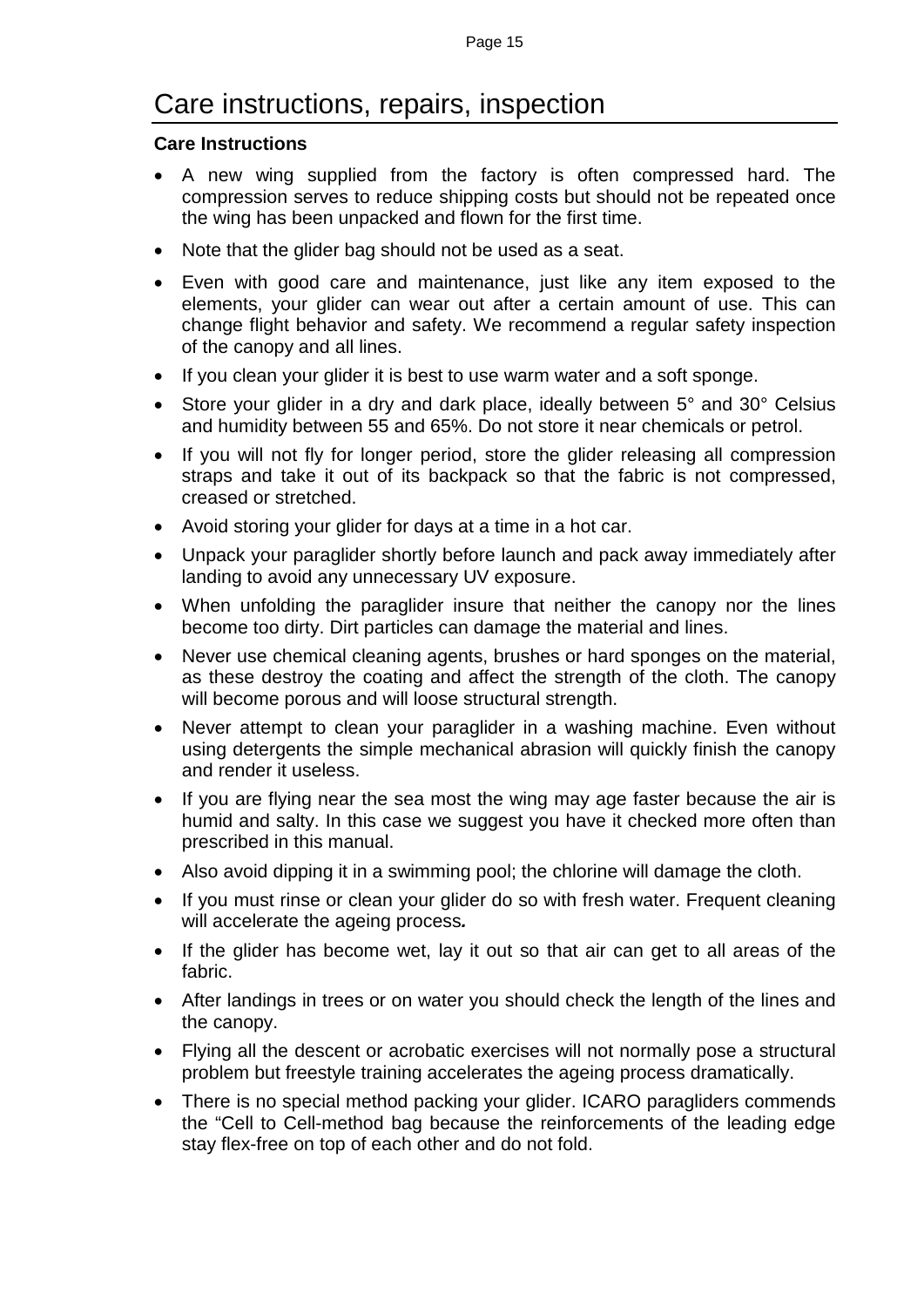# Care instructions, repairs, inspection

**Care Instructions**

- A new wing supplied from the factory is often compressed hard. The compression serves to reduce shipping costs but should not be repeated once the wing has been unpacked and flown for the first time.
- Note that the glider bag should not be used as a seat.
- Even with good care and maintenance, just like any item exposed to the elements, your glider can wear out after a certain amount of use. This can change flight behavior and safety. We recommend a regular safety inspection of the canopy and all lines.
- If you clean your glider it is best to use warm water and a soft sponge.
- Store your glider in a dry and dark place, ideally between 5° and 30° Celsius and humidity between 55 and 65%. Do not store it near chemicals or petrol.
- If you will not fly for longer period, store the glider releasing all compression straps and take it out of its backpack so that the fabric is not compressed, creased or stretched.
- Avoid storing your glider for days at a time in a hot car.
- Unpack your paraglider shortly before launch and pack away immediately after landing to avoid any unnecessary UV exposure.
- When unfolding the paraglider insure that neither the canopy nor the lines become too dirty. Dirt particles can damage the material and lines.
- Never use chemical cleaning agents, brushes or hard sponges on the material, as these destroy the coating and affect the strength of the cloth. The canopy will become porous and will loose structural strength.
- Never attempt to clean your paraglider in a washing machine. Even without using detergents the simple mechanical abrasion will quickly finish the canopy and render it useless.
- If you are flying near the sea most the wing may age faster because the air is humid and salty. In this case we suggest you have it checked more often than prescribed in this manual.
- Also avoid dipping it in a swimming pool; the chlorine will damage the cloth.
- If you must rinse or clean your glider do so with fresh water. Frequent cleaning will accelerate the ageing process***.***
- If the glider has become wet, lay it out so that air can get to all areas of the fabric.
- After landings in trees or on water you should check the length of the lines and the canopy.
- Flying all the descent or acrobatic exercises will not normally pose a structural problem but freestyle training accelerates the ageing process dramatically.
- There is no special method packing your glider. ICARO paragliders commends the "Cell to Cell-method bag because the reinforcements of the leading edge stay flex-free on top of each other and do not fold.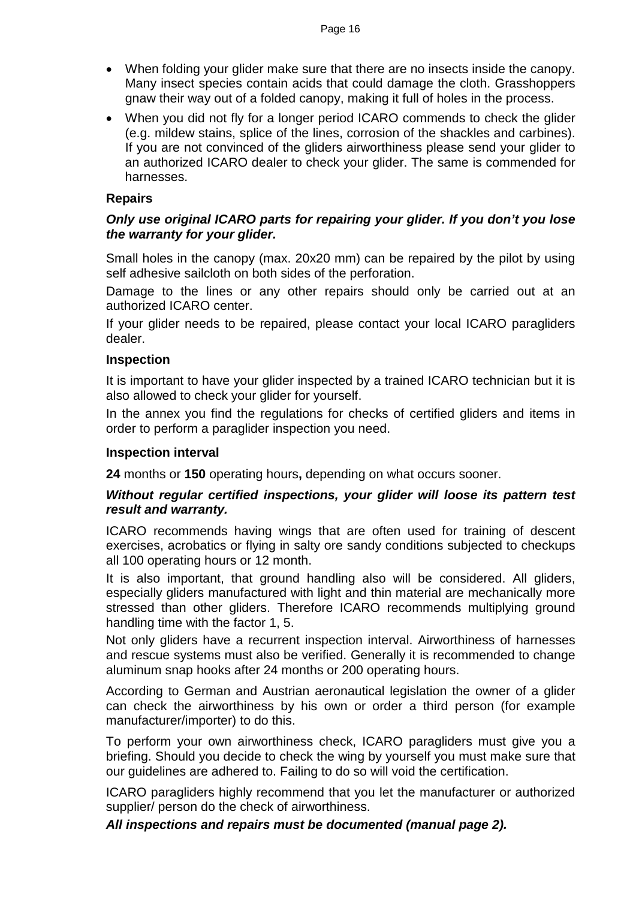- When folding your glider make sure that there are no insects inside the canopy. Many insect species contain acids that could damage the cloth. Grasshoppers gnaw their way out of a folded canopy, making it full of holes in the process.
- When you did not fly for a longer period ICARO commends to check the glider (e.g. mildew stains, splice of the lines, corrosion of the shackles and carbines). If you are not convinced of the gliders airworthiness please send your glider to an authorized ICARO dealer to check your glider. The same is commended for harnesses.

### Repairs

***Only use original ICARO parts for repairing your glider. If you don't you lose the warranty for your glider.***

Small holes in the canopy (max. 20x20 mm) can be repaired by the pilot by using self adhesive sailcloth on both sides of the perforation.

Damage to the lines or any other repairs should only be carried out at an authorized ICARO center.

If your glider needs to be repaired, please contact your local ICARO paragliders dealer.

### Inspection

It is important to have your glider inspected by a trained ICARO technician but it is also allowed to check your glider for yourself.

In the annex you find the regulations for checks of certified gliders and items in order to perform a paraglider inspection you need.

### Inspection interval

**24** months or **150** operating hours**,** depending on what occurs sooner.

***Without regular certified inspections, your glider will loose its pattern test result and warranty.***

ICARO recommends having wings that are often used for training of descent exercises, acrobatics or flying in salty ore sandy conditions subjected to checkups all 100 operating hours or 12 month.

It is also important, that ground handling also will be considered. All gliders, especially gliders manufactured with light and thin material are mechanically more stressed than other gliders. Therefore ICARO recommends multiplying ground handling time with the factor 1, 5.

Not only gliders have a recurrent inspection interval. Airworthiness of harnesses and rescue systems must also be verified. Generally it is recommended to change aluminum snap hooks after 24 months or 200 operating hours.

According to German and Austrian aeronautical legislation the owner of a glider can check the airworthiness by his own or order a third person (for example manufacturer/importer) to do this.

To perform your own airworthiness check, ICARO paragliders must give you a briefing. Should you decide to check the wing by yourself you must make sure that our guidelines are adhered to. Failing to do so will void the certification.

ICARO paragliders highly recommend that you let the manufacturer or authorized supplier/ person do the check of airworthiness.

***All inspections and repairs must be documented (manual page 2).***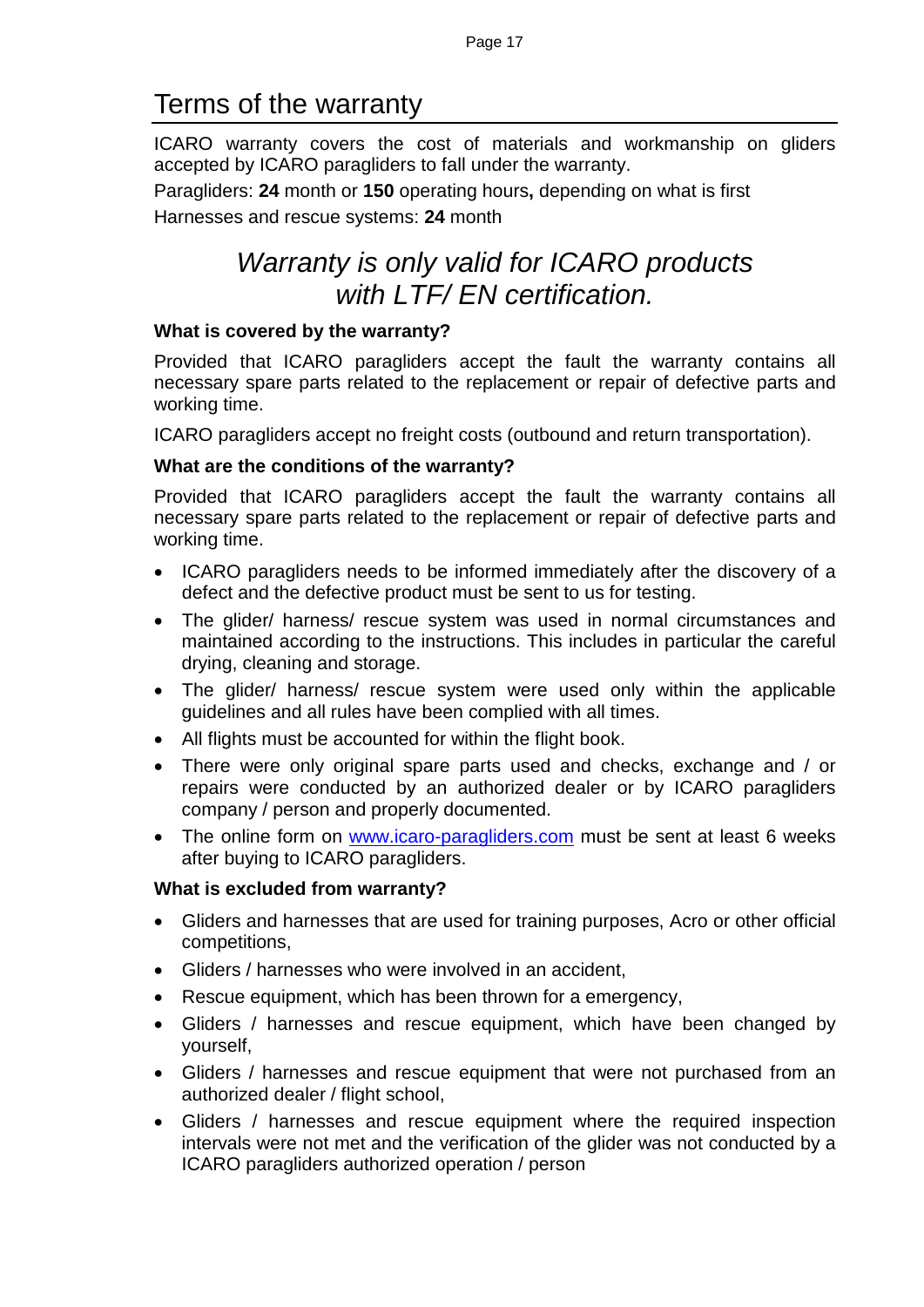# Terms of the warranty

ICARO warranty covers the cost of materials and workmanship on gliders accepted by ICARO paragliders to fall under the warranty.

Paragliders: **24** month or **150** operating hours**,** depending on what is first

Harnesses and rescue systems: **24** month

*Warranty is only valid for ICARO products with LTF/ EN certification.*

### What is covered by the warranty?

Provided that ICARO paragliders accept the fault the warranty contains all necessary spare parts related to the replacement or repair of defective parts and working time.

ICARO paragliders accept no freight costs (outbound and return transportation).

### What are the conditions of the warranty?

Provided that ICARO paragliders accept the fault the warranty contains all necessary spare parts related to the replacement or repair of defective parts and working time.

- ICARO paragliders needs to be informed immediately after the discovery of a defect and the defective product must be sent to us for testing.
- The glider/ harness/ rescue system was used in normal circumstances and maintained according to the instructions. This includes in particular the careful drying, cleaning and storage.
- The glider/ harness/ rescue system were used only within the applicable guidelines and all rules have been complied with all times.
- All flights must be accounted for within the flight book.
- There were only original spare parts used and checks, exchange and / or repairs were conducted by an authorized dealer or by ICARO paragliders company / person and properly documented.
- The online form on www.icaro-paragliders.com must be sent at least 6 weeks after buying to ICARO paragliders.

### What is excluded from warranty?

- Gliders and harnesses that are used for training purposes, Acro or other official competitions,
- Gliders / harnesses who were involved in an accident,
- Rescue equipment, which has been thrown for a emergency,
- Gliders / harnesses and rescue equipment, which have been changed by yourself,
- Gliders / harnesses and rescue equipment that were not purchased from an authorized dealer / flight school,
- Gliders / harnesses and rescue equipment where the required inspection intervals were not met and the verification of the glider was not conducted by a ICARO paragliders authorized operation / person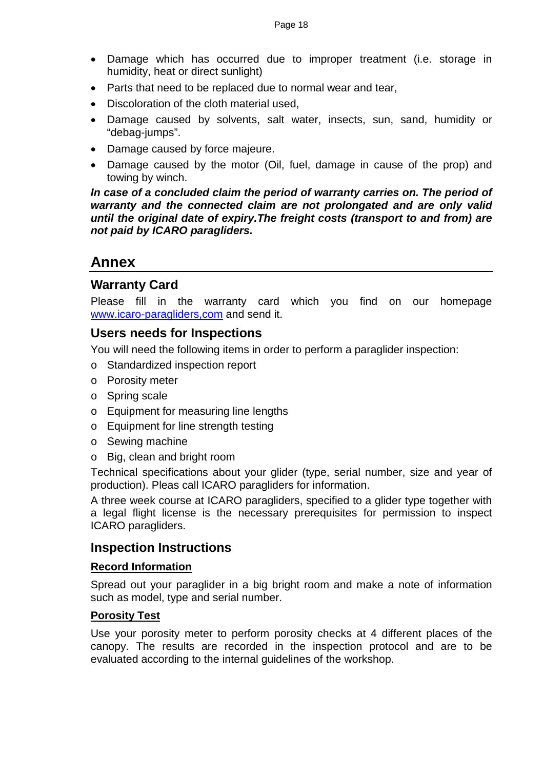- Damage which has occurred due to improper treatment (i.e. storage in humidity, heat or direct sunlight)
- Parts that need to be replaced due to normal wear and tear,
- Discoloration of the cloth material used,
- Damage caused by solvents, salt water, insects, sun, sand, humidity or "debag-jumps".
- Damage caused by force majeure.
- Damage caused by the motor (Oil, fuel, damage in cause of the prop) and towing by winch.

***In case of a concluded claim the period of warranty carries on. The period of warranty and the connected claim are not prolongated and are only valid until the original date of expiry.The freight costs (transport to and from) are not paid by ICARO paragliders.***

# Annex

## Warranty Card

Please fill in the warranty card which you find on our homepage [www.icaro-paragliders,com](www.icaro-paragliders,com) and send it.

## Users needs for Inspections

You will need the following items in order to perform a paraglider inspection:

- Standardized inspection report
- Porosity meter
- Spring scale
- Equipment for measuring line lengths
- Equipment for line strength testing
- Sewing machine
- Big, clean and bright room

Technical specifications about your glider (type, serial number, size and year of production). Pleas call ICARO paragliders for information.

A three week course at ICARO paragliders, specified to a glider type together with a legal flight license is the necessary prerequisites for permission to inspect ICARO paragliders.

## Inspection Instructions

### Record Information

Spread out your paraglider in a big bright room and make a note of information such as model, type and serial number.

### Porosity Test

Use your porosity meter to perform porosity checks at 4 different places of the canopy. The results are recorded in the inspection protocol and are to be evaluated according to the internal guidelines of the workshop.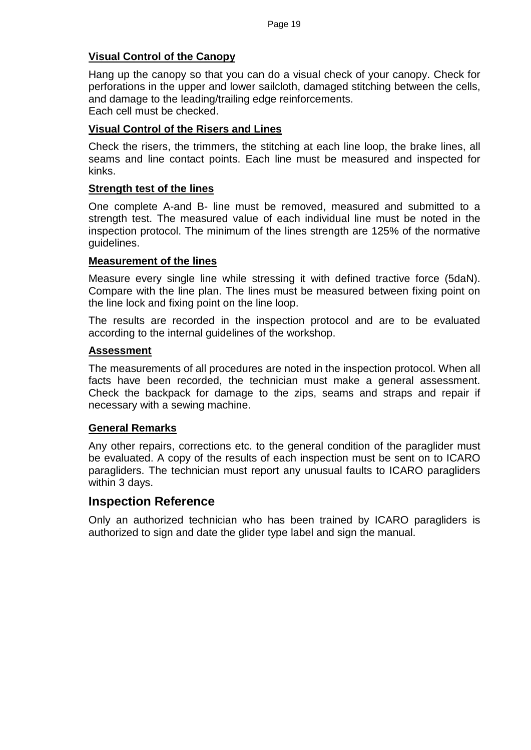### Visual Control of the Canopy

Hang up the canopy so that you can do a visual check of your canopy. Check for perforations in the upper and lower sailcloth, damaged stitching between the cells, and damage to the leading/trailing edge reinforcements.
Each cell must be checked.

### Visual Control of the Risers and Lines

Check the risers, the trimmers, the stitching at each line loop, the brake lines, all seams and line contact points. Each line must be measured and inspected for kinks.

### Strength test of the lines

One complete A-and B- line must be removed, measured and submitted to a strength test. The measured value of each individual line must be noted in the inspection protocol. The minimum of the lines strength are 125% of the normative guidelines.

### Measurement of the lines

Measure every single line while stressing it with defined tractive force (5daN). Compare with the line plan. The lines must be measured between fixing point on the line lock and fixing point on the line loop.

The results are recorded in the inspection protocol and are to be evaluated according to the internal guidelines of the workshop.

### Assessment

The measurements of all procedures are noted in the inspection protocol. When all facts have been recorded, the technician must make a general assessment. Check the backpack for damage to the zips, seams and straps and repair if necessary with a sewing machine.

### General Remarks

Any other repairs, corrections etc. to the general condition of the paraglider must be evaluated. A copy of the results of each inspection must be sent on to ICARO paragliders. The technician must report any unusual faults to ICARO paragliders within 3 days.

## Inspection Reference

Only an authorized technician who has been trained by ICARO paragliders is authorized to sign and date the glider type label and sign the manual.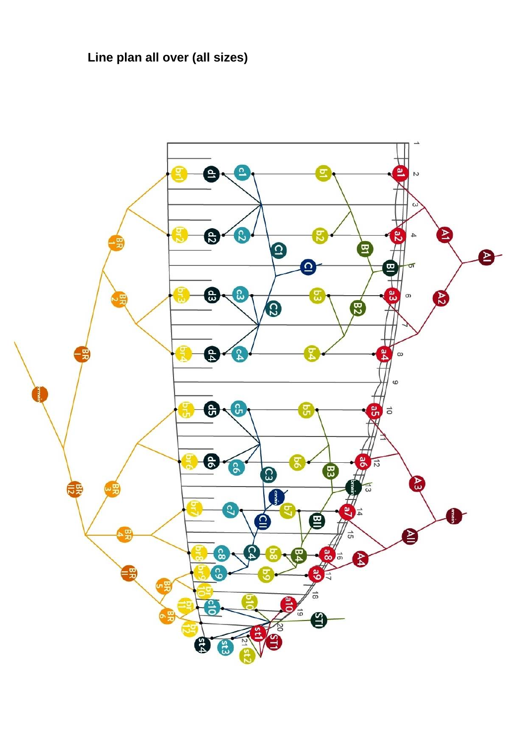**Line plan all over (all sizes)**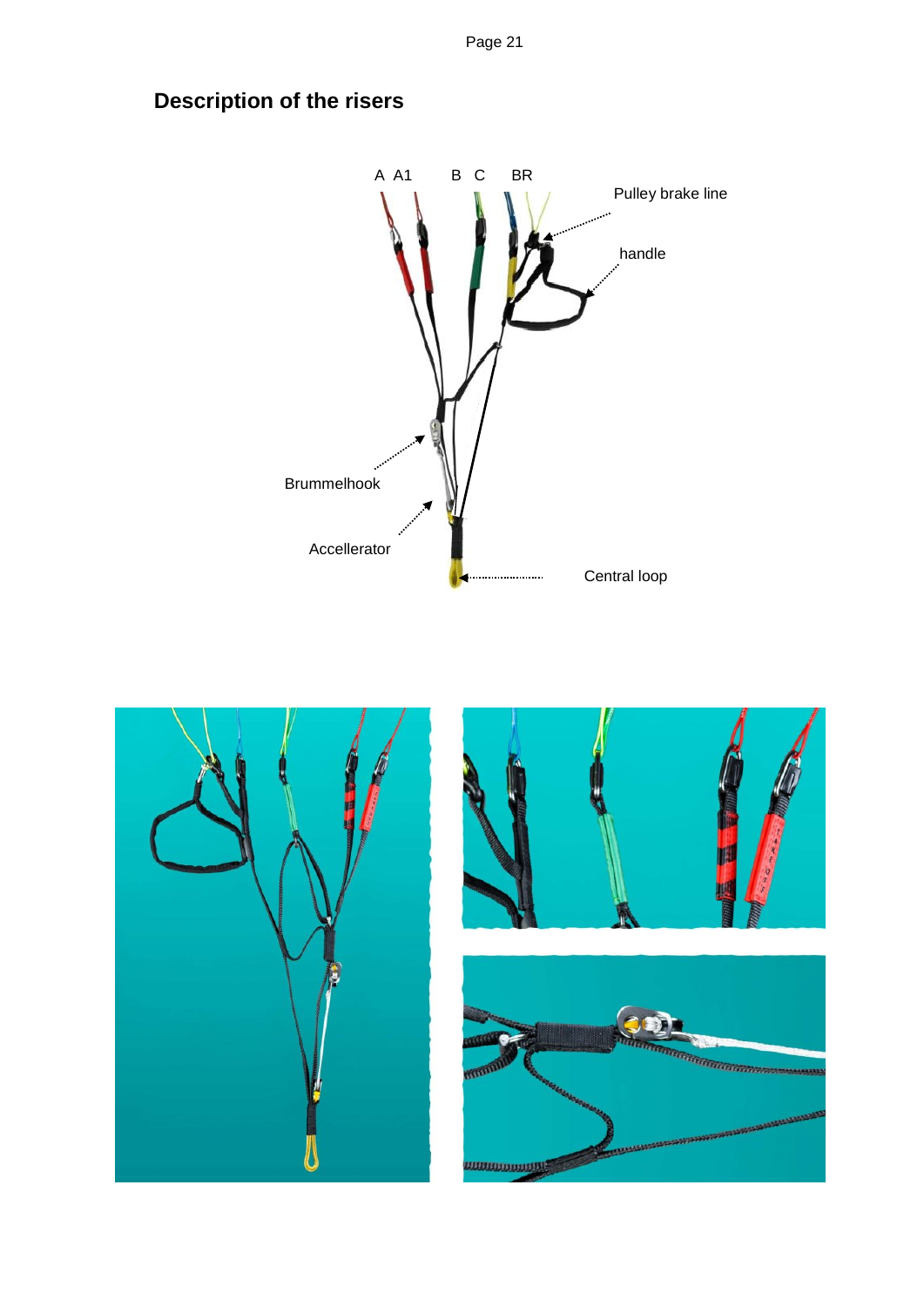## Description of the risers

A A1 B C BR

Pulley brake line

handle

Brummelhook

Accellerator

Central loop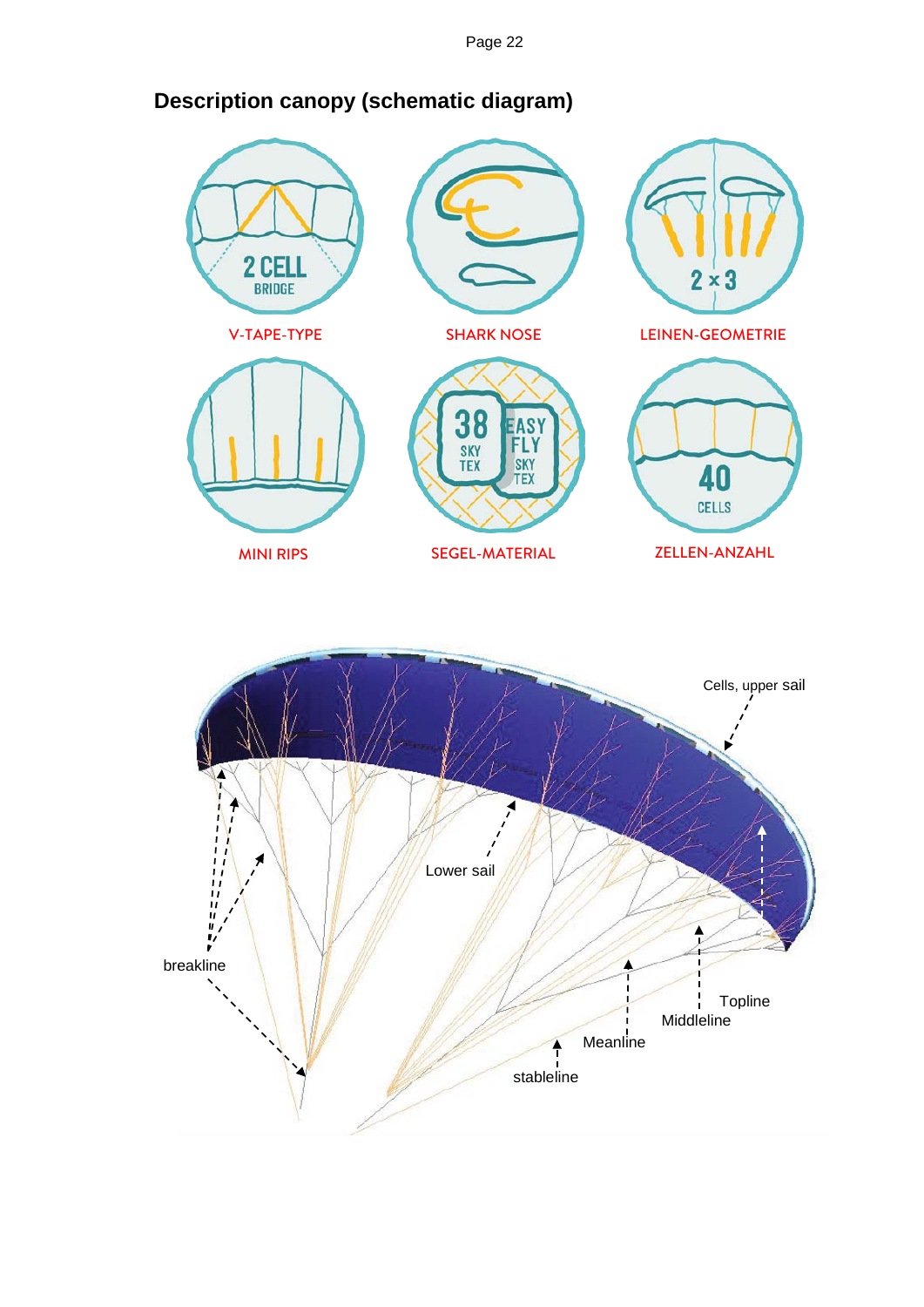## Description canopy (schematic diagram)

2 CELL
BRIDGE
V-TAPE-TYPE

SHARK NOSE

2 x 3
LEINEN-GEOMETRIE

MINI RIPS

38
SKY
TEX
EASY
FLY
SKY
TEX
SEGEL-MATERIAL

40
CELLS
ZELLEN-ANZAHL

Cells, upper sail

Lower sail

breakline

Topline

Middleline

Meanline

stableline